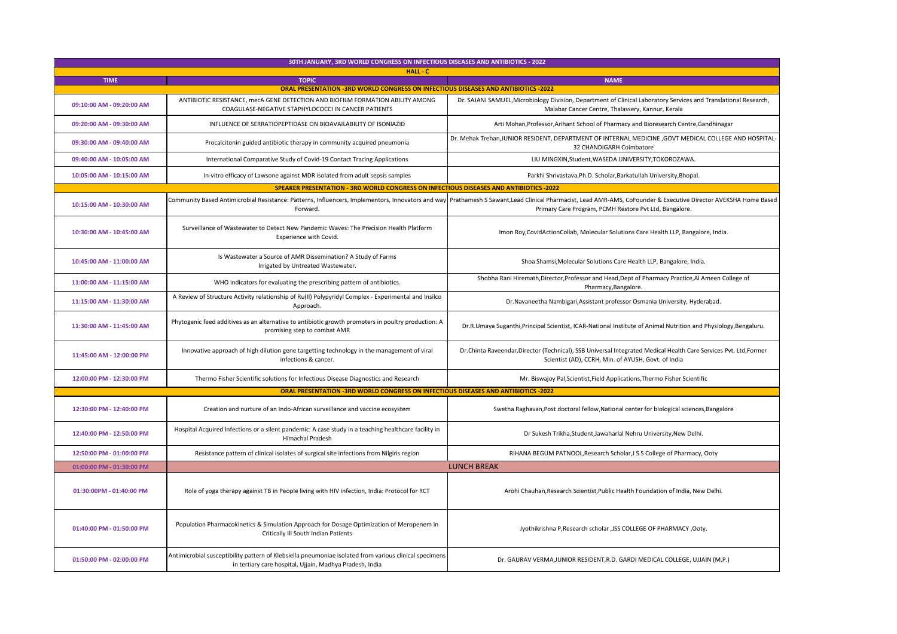| 30TH JANUARY, 3RD WORLD CONGRESS ON INFECTIOUS DISEASES AND ANTIBIOTICS - 2022 | | |
|---|---|---|
| HALL - C | | |
| TIME | TOPIC | NAME |
| ORAL PRESENTATION -3RD WORLD CONGRESS ON INFECTIOUS DISEASES AND ANTIBIOTICS -2022 | | |
| 09:10:00 AM - 09:20:00 AM | ANTIBIOTIC RESISTANCE, mecA GENE DETECTION AND BIOFILM FORMATION ABILITY AMONG COAGULASE-NEGATIVE STAPHYLOCOCCI IN CANCER PATIENTS | Dr. SAJANI SAMUEL,Microbiology Division, Department of Clinical Laboratory Services and Translational Research, Malabar Cancer Centre, Thalassery, Kannur, Kerala |
| 09:20:00 AM - 09:30:00 AM | INFLUENCE OF SERRATIOPEPTIDASE ON BIOAVAILABILITY OF ISONIAZID | Arti Mohan,Professor,Arihant School of Pharmacy and Bioresearch Centre,Gandhinagar |
| 09:30:00 AM - 09:40:00 AM | Procalcitonin guided antibiotic therapy in community acquired pneumonia | Dr. Mehak Trehan,JUNIOR RESIDENT, DEPARTMENT OF INTERNAL MEDICINE ,GOVT MEDICAL COLLEGE AND HOSPITAL-32 CHANDIGARH Coimbatore |
| 09:40:00 AM - 10:05:00 AM | International Comparative Study of Covid-19 Contact Tracing Applications | LIU MINGXIN,Student,WASEDA UNIVERSITY,TOKOROZAWA. |
| 10:05:00 AM - 10:15:00 AM | In-vitro efficacy of Lawsone against MDR isolated from adult sepsis samples | Parkhi Shrivastava,Ph.D. Scholar,Barkatullah University,Bhopal. |
| SPEAKER PRESENTATION - 3RD WORLD CONGRESS ON INFECTIOUS DISEASES AND ANTIBIOTICS -2022 | | |
| 10:15:00 AM - 10:30:00 AM | Community Based Antimicrobial Resistance: Patterns, Influencers, Implementors, Innovators and way Forward. | Prathamesh S Sawant,Lead Clinical Pharmacist, Lead AMR-AMS, CoFounder & Executive Director AVEKSHA Home Based Primary Care Program, PCMH Restore Pvt Ltd, Bangalore. |
| 10:30:00 AM - 10:45:00 AM | Surveillance of Wastewater to Detect New Pandemic Waves: The Precision Health Platform Experience with Covid. | Imon Roy,CovidActionCollab, Molecular Solutions Care Health LLP, Bangalore, India. |
| 10:45:00 AM - 11:00:00 AM | Is Wastewater a Source of AMR Dissemination? A Study of Farms Irrigated by Untreated Wastewater. | Shoa Shamsi,Molecular Solutions Care Health LLP, Bangalore, India. |
| 11:00:00 AM - 11:15:00 AM | WHO indicators for evaluating the prescribing pattern of antibiotics. | Shobha Rani Hiremath,Director,Professor and Head,Dept of Pharmacy Practice,Al Ameen College of Pharmacy,Bangalore. |
| 11:15:00 AM - 11:30:00 AM | A Review of Structure Activity relationship of Ru(II) Polypyridyl Complex - Experimental and Insilco Approach. | Dr.Navaneetha Nambigari,Assistant professor Osmania University, Hyderabad. |
| 11:30:00 AM - 11:45:00 AM | Phytogenic feed additives as an alternative to antibiotic growth promoters in poultry production: A promising step to combat AMR | Dr.R.Umaya Suganthi,Principal Scientist, ICAR-National Institute of Animal Nutrition and Physiology,Bengaluru. |
| 11:45:00 AM - 12:00:00 PM | Innovative approach of high dilution gene targetting technology in the management of viral infections & cancer. | Dr.Chinta Raveendar,Director (Technical), SSB Universal Integrated Medical Health Care Services Pvt. Ltd,Former Scientist (AD), CCRH, Min. of AYUSH, Govt. of India |
| 12:00:00 PM - 12:30:00 PM | Thermo Fisher Scientific solutions for Infectious Disease Diagnostics and Research | Mr. Biswajoy Pal,Scientist,Field Applications,Thermo Fisher Scientific |
| ORAL PRESENTATION -3RD WORLD CONGRESS ON INFECTIOUS DISEASES AND ANTIBIOTICS -2022 | | |
| 12:30:00 PM - 12:40:00 PM | Creation and nurture of an Indo-African surveillance and vaccine ecosystem | Swetha Raghavan,Post doctoral fellow,National center for biological sciences,Bangalore |
| 12:40:00 PM - 12:50:00 PM | Hospital Acquired Infections or a silent pandemic: A case study in a teaching healthcare facility in Himachal Pradesh | Dr Sukesh Trikha,Student,Jawaharlal Nehru University,New Delhi. |
| 12:50:00 PM - 01:00:00 PM | Resistance pattern of clinical isolates of surgical site infections from Nilgiris region | RIHANA BEGUM PATNOOL,Research Scholar,J S S College of Pharmacy, Ooty |
| 01:00:00 PM - 01:30:00 PM | LUNCH BREAK | |
| 01:30:00PM - 01:40:00 PM | Role of yoga therapy against TB in People living with HIV infection, India: Protocol for RCT | Arohi Chauhan,Research Scientist,Public Health Foundation of India, New Delhi. |
| 01:40:00 PM - 01:50:00 PM | Population Pharmacokinetics & Simulation Approach for Dosage Optimization of Meropenem in Critically Ill South Indian Patients | Jyothikrishna P,Research scholar ,JSS COLLEGE OF PHARMACY ,Ooty. |
| 01:50:00 PM - 02:00:00 PM | Antimicrobial susceptibility pattern of Klebsiella pneumoniae isolated from various clinical specimens in tertiary care hospital, Ujjain, Madhya Pradesh, India | Dr. GAURAV VERMA,JUNIOR RESIDENT,R.D. GARDI MEDICAL COLLEGE, UJJAIN (M.P.) |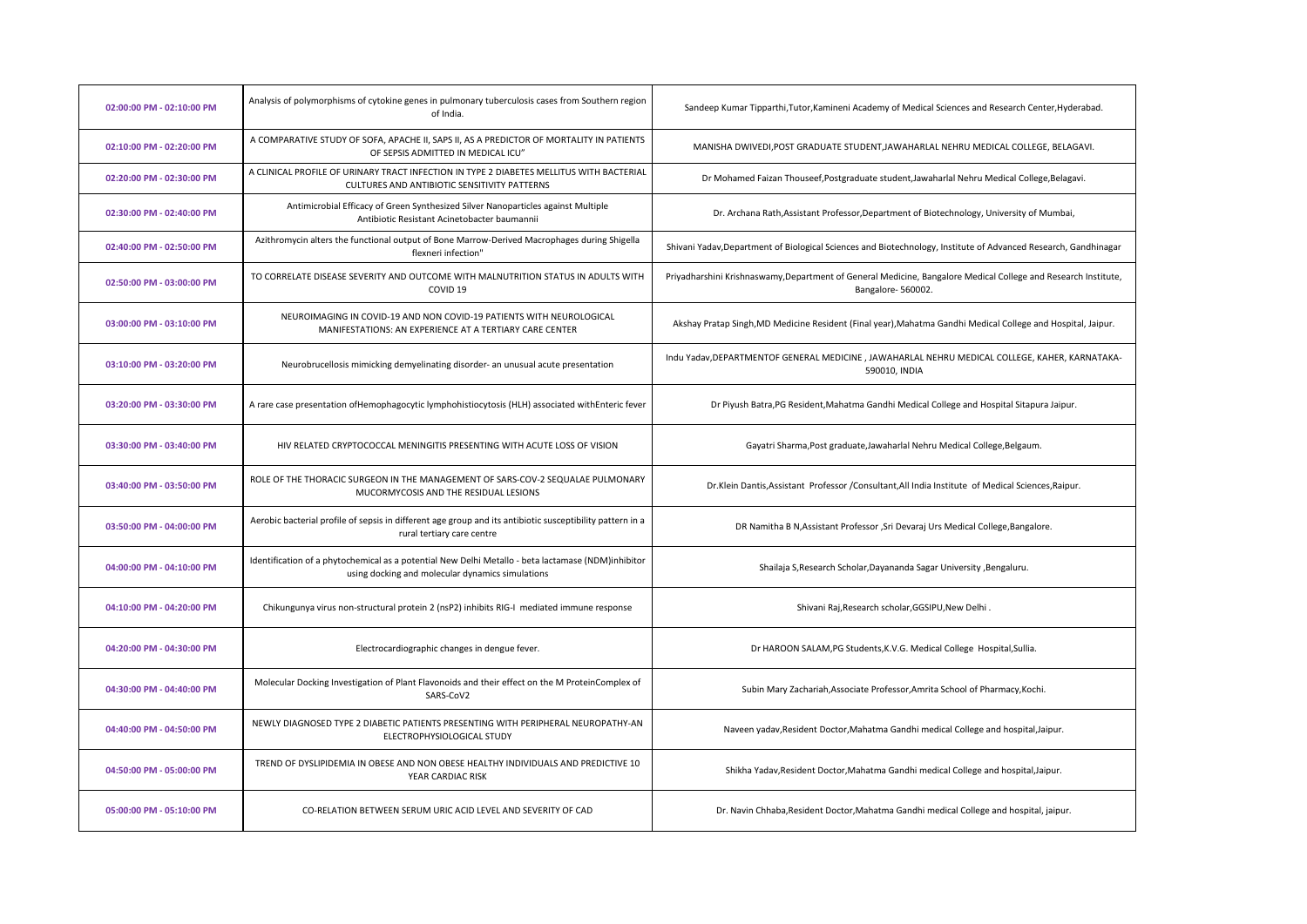| | | |
|---|---|---|
| 02:00:00 PM - 02:10:00 PM | Analysis of polymorphisms of cytokine genes in pulmonary tuberculosis cases from Southern region of India. | Sandeep Kumar Tipparthi,Tutor,Kamineni Academy of Medical Sciences and Research Center,Hyderabad. |
| 02:10:00 PM - 02:20:00 PM | A COMPARATIVE STUDY OF SOFA, APACHE II, SAPS II, AS A PREDICTOR OF MORTALITY IN PATIENTS OF SEPSIS ADMITTED IN MEDICAL ICU" | MANISHA DWIVEDI,POST GRADUATE STUDENT,JAWAHARLAL NEHRU MEDICAL COLLEGE, BELAGAVI. |
| 02:20:00 PM - 02:30:00 PM | A CLINICAL PROFILE OF URINARY TRACT INFECTION IN TYPE 2 DIABETES MELLITUS WITH BACTERIAL CULTURES AND ANTIBIOTIC SENSITIVITY PATTERNS | Dr Mohamed Faizan Thouseef,Postgraduate student,Jawaharlal Nehru Medical College,Belagavi. |
| 02:30:00 PM - 02:40:00 PM | Antimicrobial Efficacy of Green Synthesized Silver Nanoparticles against Multiple Antibiotic Resistant Acinetobacter baumannii | Dr. Archana Rath,Assistant Professor,Department of Biotechnology, University of Mumbai, |
| 02:40:00 PM - 02:50:00 PM | Azithromycin alters the functional output of Bone Marrow-Derived Macrophages during Shigella flexneri infection" | Shivani Yadav,Department of Biological Sciences and Biotechnology, Institute of Advanced Research, Gandhinagar |
| 02:50:00 PM - 03:00:00 PM | TO CORRELATE DISEASE SEVERITY AND OUTCOME WITH MALNUTRITION STATUS IN ADULTS WITH COVID 19 | Priyadharshini Krishnaswamy,Department of General Medicine, Bangalore Medical College and Research Institute, Bangalore- 560002. |
| 03:00:00 PM - 03:10:00 PM | NEUROIMAGING IN COVID-19 AND NON COVID-19 PATIENTS WITH NEUROLOGICAL MANIFESTATIONS: AN EXPERIENCE AT A TERTIARY CARE CENTER | Akshay Pratap Singh,MD Medicine Resident (Final year),Mahatma Gandhi Medical College and Hospital, Jaipur. |
| 03:10:00 PM - 03:20:00 PM | Neurobrucellosis mimicking demyelinating disorder- an unusual acute presentation | Indu Yadav,DEPARTMENTOF GENERAL MEDICINE , JAWAHARLAL NEHRU MEDICAL COLLEGE, KAHER, KARNATAKA-590010, INDIA |
| 03:20:00 PM - 03:30:00 PM | A rare case presentation ofHemophagocytic lymphohistiocytosis (HLH) associated withEnteric fever | Dr Piyush Batra,PG Resident,Mahatma Gandhi Medical College and Hospital Sitapura Jaipur. |
| 03:30:00 PM - 03:40:00 PM | HIV RELATED CRYPTOCOCCAL MENINGITIS PRESENTING WITH ACUTE LOSS OF VISION | Gayatri Sharma,Post graduate,Jawaharlal Nehru Medical College,Belgaum. |
| 03:40:00 PM - 03:50:00 PM | ROLE OF THE THORACIC SURGEON IN THE MANAGEMENT OF SARS-COV-2 SEQUALAE PULMONARY MUCORMYCOSIS AND THE RESIDUAL LESIONS | Dr.Klein Dantis,Assistant Professor /Consultant,All India Institute of Medical Sciences,Raipur. |
| 03:50:00 PM - 04:00:00 PM | Aerobic bacterial profile of sepsis in different age group and its antibiotic susceptibility pattern in a rural tertiary care centre | DR Namitha B N,Assistant Professor ,Sri Devaraj Urs Medical College,Bangalore. |
| 04:00:00 PM - 04:10:00 PM | Identification of a phytochemical as a potential New Delhi Metallo - beta lactamase (NDM)inhibitor using docking and molecular dynamics simulations | Shailaja S,Research Scholar,Dayananda Sagar University ,Bengaluru. |
| 04:10:00 PM - 04:20:00 PM | Chikungunya virus non-structural protein 2 (nsP2) inhibits RIG-I mediated immune response | Shivani Raj,Research scholar,GGSIPU,New Delhi . |
| 04:20:00 PM - 04:30:00 PM | Electrocardiographic changes in dengue fever. | Dr HAROON SALAM,PG Students,K.V.G. Medical College Hospital,Sullia. |
| 04:30:00 PM - 04:40:00 PM | Molecular Docking Investigation of Plant Flavonoids and their effect on the M ProteinComplex of SARS-CoV2 | Subin Mary Zachariah,Associate Professor,Amrita School of Pharmacy,Kochi. |
| 04:40:00 PM - 04:50:00 PM | NEWLY DIAGNOSED TYPE 2 DIABETIC PATIENTS PRESENTING WITH PERIPHERAL NEUROPATHY-AN ELECTROPHYSIOLOGICAL STUDY | Naveen yadav,Resident Doctor,Mahatma Gandhi medical College and hospital,Jaipur. |
| 04:50:00 PM - 05:00:00 PM | TREND OF DYSLIPIDEMIA IN OBESE AND NON OBESE HEALTHY INDIVIDUALS AND PREDICTIVE 10 YEAR CARDIAC RISK | Shikha Yadav,Resident Doctor,Mahatma Gandhi medical College and hospital,Jaipur. |
| 05:00:00 PM - 05:10:00 PM | CO-RELATION BETWEEN SERUM URIC ACID LEVEL AND SEVERITY OF CAD | Dr. Navin Chhaba,Resident Doctor,Mahatma Gandhi medical College and hospital, jaipur. |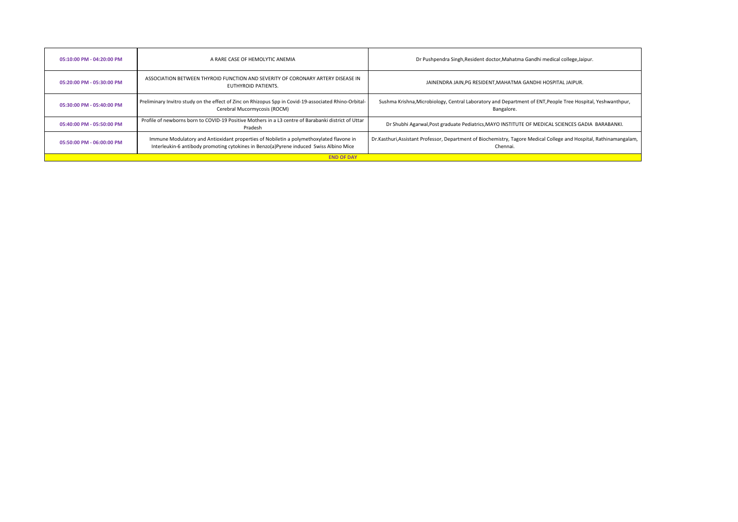| | | |
|---|---|---|
| **05:10:00 PM - 04:20:00 PM** | A RARE CASE OF HEMOLYTIC ANEMIA | Dr Pushpendra Singh,Resident doctor,Mahatma Gandhi medical college,Jaipur. |
| **05:20:00 PM - 05:30:00 PM** | ASSOCIATION BETWEEN THYROID FUNCTION AND SEVERITY OF CORONARY ARTERY DISEASE IN EUTHYROID PATIENTS. | JAINENDRA JAIN,PG RESIDENT,MAHATMA GANDHI HOSPITAL JAIPUR. |
| **05:30:00 PM - 05:40:00 PM** | Preliminary Invitro study on the effect of Zinc on Rhizopus Spp in Covid-19-associated Rhino-Orbital-Cerebral Mucormycosis (ROCM) | Sushma Krishna,Microbiology, Central Laboratory and Department of ENT,People Tree Hospital, Yeshwanthpur, Bangalore. |
| **05:40:00 PM - 05:50:00 PM** | Profile of newborns born to COVID-19 Positive Mothers in a L3 centre of Barabanki district of Uttar Pradesh | Dr Shubhi Agarwal,Post graduate Pediatrics,MAYO INSTITUTE OF MEDICAL SCIENCES GADIA BARABANKI. |
| **05:50:00 PM - 06:00:00 PM** | Immune Modulatory and Antioxidant properties of Nobiletin a polymethoxylated flavone in Interleukin-6 antibody promoting cytokines in Benzo(a)Pyrene induced Swiss Albino Mice | Dr.Kasthuri,Assistant Professor, Department of Biochemistry, Tagore Medical College and Hospital, Rathinamangalam, Chennai. |
| **END OF DAY** | | |